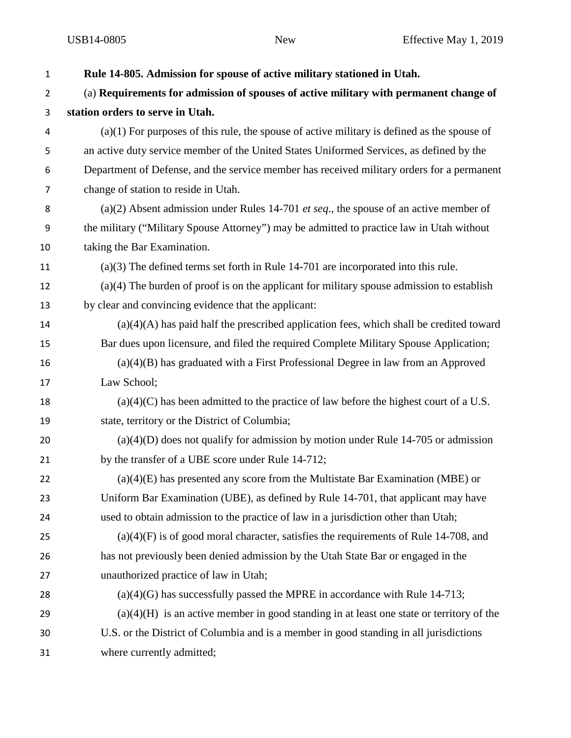**Rule 14-805. Admission for spouse of active military stationed in Utah.**

(a) **Requirements for admission of spouses of active military with permanent change of station orders to serve in Utah.**

(a)(1) For purposes of this rule, the spouse of active military is defined as the spouse of an active duty service member of the United States Uniformed Services, as defined by the Department of Defense, and the service member has received military orders for a permanent change of station to reside in Utah.

(a)(2) Absent admission under Rules 14-701 *et seq*., the spouse of an active member of the military ("Military Spouse Attorney") may be admitted to practice law in Utah without taking the Bar Examination.

(a)(3) The defined terms set forth in Rule 14-701 are incorporated into this rule.

(a)(4) The burden of proof is on the applicant for military spouse admission to establish by clear and convincing evidence that the applicant:

(a)(4)(A) has paid half the prescribed application fees, which shall be credited toward Bar dues upon licensure, and filed the required Complete Military Spouse Application;

(a)(4)(B) has graduated with a First Professional Degree in law from an Approved Law School;

(a)(4)(C) has been admitted to the practice of law before the highest court of a U.S. state, territory or the District of Columbia;

(a)(4)(D) does not qualify for admission by motion under Rule 14-705 or admission by the transfer of a UBE score under Rule 14-712;

(a)(4)(E) has presented any score from the Multistate Bar Examination (MBE) or Uniform Bar Examination (UBE), as defined by Rule 14-701, that applicant may have used to obtain admission to the practice of law in a jurisdiction other than Utah;

(a)(4)(F) is of good moral character, satisfies the requirements of Rule 14-708, and has not previously been denied admission by the Utah State Bar or engaged in the unauthorized practice of law in Utah;

(a)(4)(G) has successfully passed the MPRE in accordance with Rule 14-713;

(a)(4)(H) is an active member in good standing in at least one state or territory of the U.S. or the District of Columbia and is a member in good standing in all jurisdictions where currently admitted;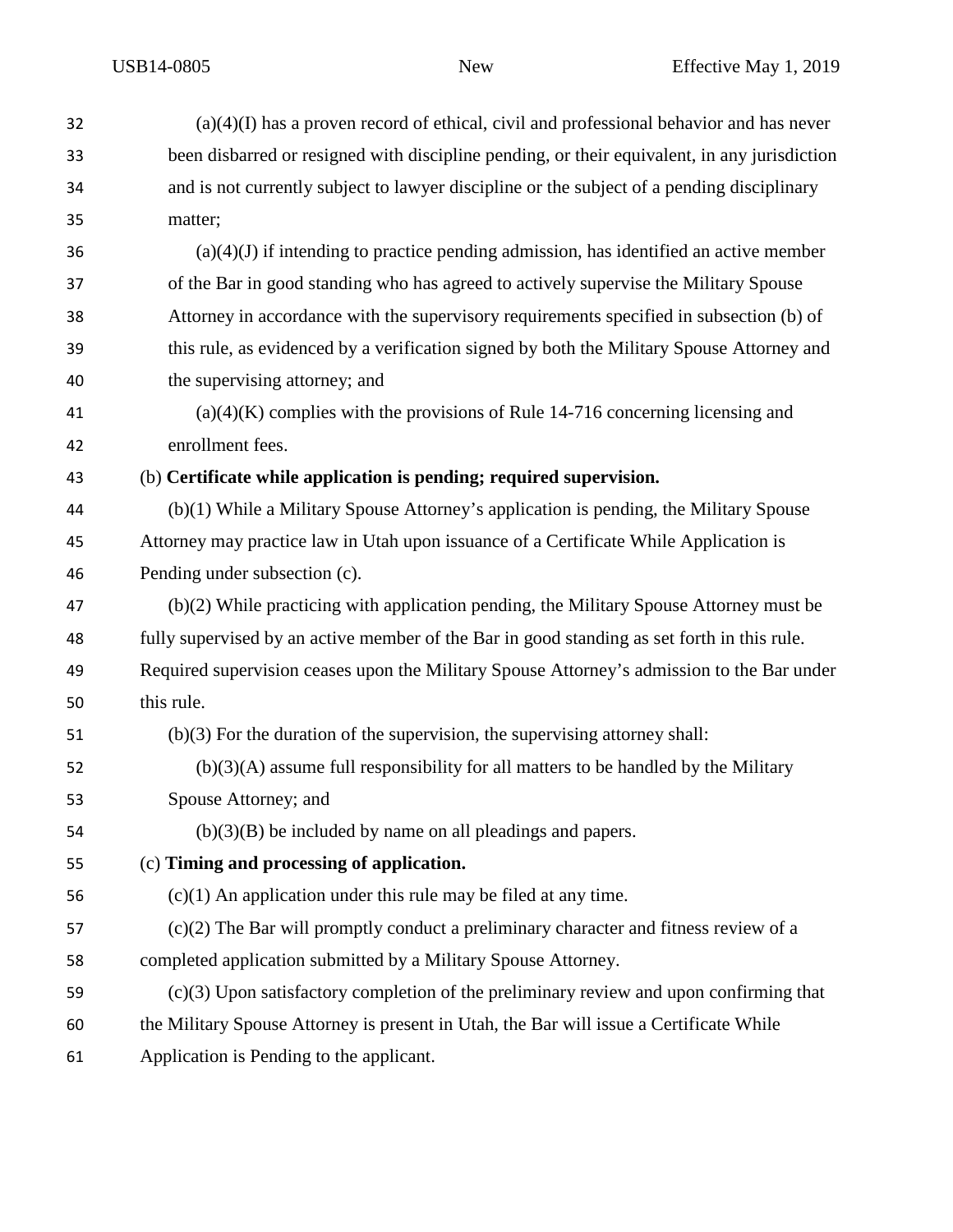(a)(4)(I) has a proven record of ethical, civil and professional behavior and has never been disbarred or resigned with discipline pending, or their equivalent, in any jurisdiction and is not currently subject to lawyer discipline or the subject of a pending disciplinary matter;

(a)(4)(J) if intending to practice pending admission, has identified an active member of the Bar in good standing who has agreed to actively supervise the Military Spouse Attorney in accordance with the supervisory requirements specified in subsection (b) of this rule, as evidenced by a verification signed by both the Military Spouse Attorney and the supervising attorney; and

(a)(4)(K) complies with the provisions of Rule 14-716 concerning licensing and enrollment fees.

(b) **Certificate while application is pending; required supervision.**

(b)(1) While a Military Spouse Attorney's application is pending, the Military Spouse Attorney may practice law in Utah upon issuance of a Certificate While Application is Pending under subsection (c).

(b)(2) While practicing with application pending, the Military Spouse Attorney must be fully supervised by an active member of the Bar in good standing as set forth in this rule. Required supervision ceases upon the Military Spouse Attorney's admission to the Bar under this rule.

(b)(3) For the duration of the supervision, the supervising attorney shall:

(b)(3)(A) assume full responsibility for all matters to be handled by the Military Spouse Attorney; and

(b)(3)(B) be included by name on all pleadings and papers.

(c) **Timing and processing of application.**

(c)(1) An application under this rule may be filed at any time.

(c)(2) The Bar will promptly conduct a preliminary character and fitness review of a completed application submitted by a Military Spouse Attorney.

(c)(3) Upon satisfactory completion of the preliminary review and upon confirming that the Military Spouse Attorney is present in Utah, the Bar will issue a Certificate While Application is Pending to the applicant.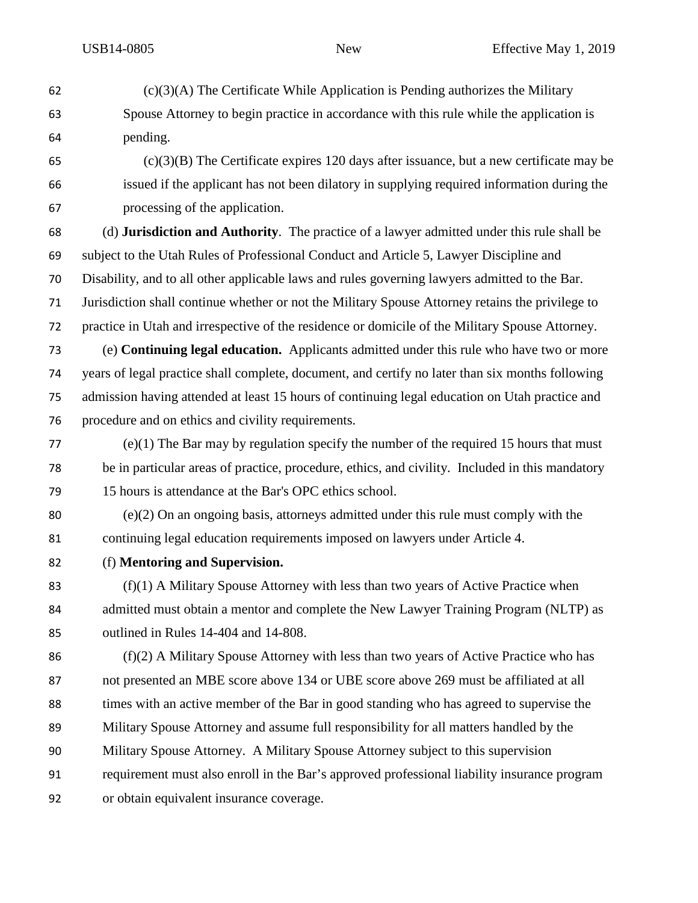(c)(3)(A) The Certificate While Application is Pending authorizes the Military Spouse Attorney to begin practice in accordance with this rule while the application is pending.

(c)(3)(B) The Certificate expires 120 days after issuance, but a new certificate may be issued if the applicant has not been dilatory in supplying required information during the processing of the application.

(d) **Jurisdiction and Authority**. The practice of a lawyer admitted under this rule shall be subject to the Utah Rules of Professional Conduct and Article 5, Lawyer Discipline and Disability, and to all other applicable laws and rules governing lawyers admitted to the Bar. Jurisdiction shall continue whether or not the Military Spouse Attorney retains the privilege to practice in Utah and irrespective of the residence or domicile of the Military Spouse Attorney.

(e) **Continuing legal education.** Applicants admitted under this rule who have two or more years of legal practice shall complete, document, and certify no later than six months following admission having attended at least 15 hours of continuing legal education on Utah practice and procedure and on ethics and civility requirements.

(e)(1) The Bar may by regulation specify the number of the required 15 hours that must be in particular areas of practice, procedure, ethics, and civility. Included in this mandatory 15 hours is attendance at the Bar's OPC ethics school.

(e)(2) On an ongoing basis, attorneys admitted under this rule must comply with the continuing legal education requirements imposed on lawyers under Article 4.

(f) **Mentoring and Supervision.**

(f)(1) A Military Spouse Attorney with less than two years of Active Practice when admitted must obtain a mentor and complete the New Lawyer Training Program (NLTP) as outlined in Rules 14-404 and 14-808.

(f)(2) A Military Spouse Attorney with less than two years of Active Practice who has not presented an MBE score above 134 or UBE score above 269 must be affiliated at all times with an active member of the Bar in good standing who has agreed to supervise the Military Spouse Attorney and assume full responsibility for all matters handled by the Military Spouse Attorney. A Military Spouse Attorney subject to this supervision requirement must also enroll in the Bar's approved professional liability insurance program or obtain equivalent insurance coverage.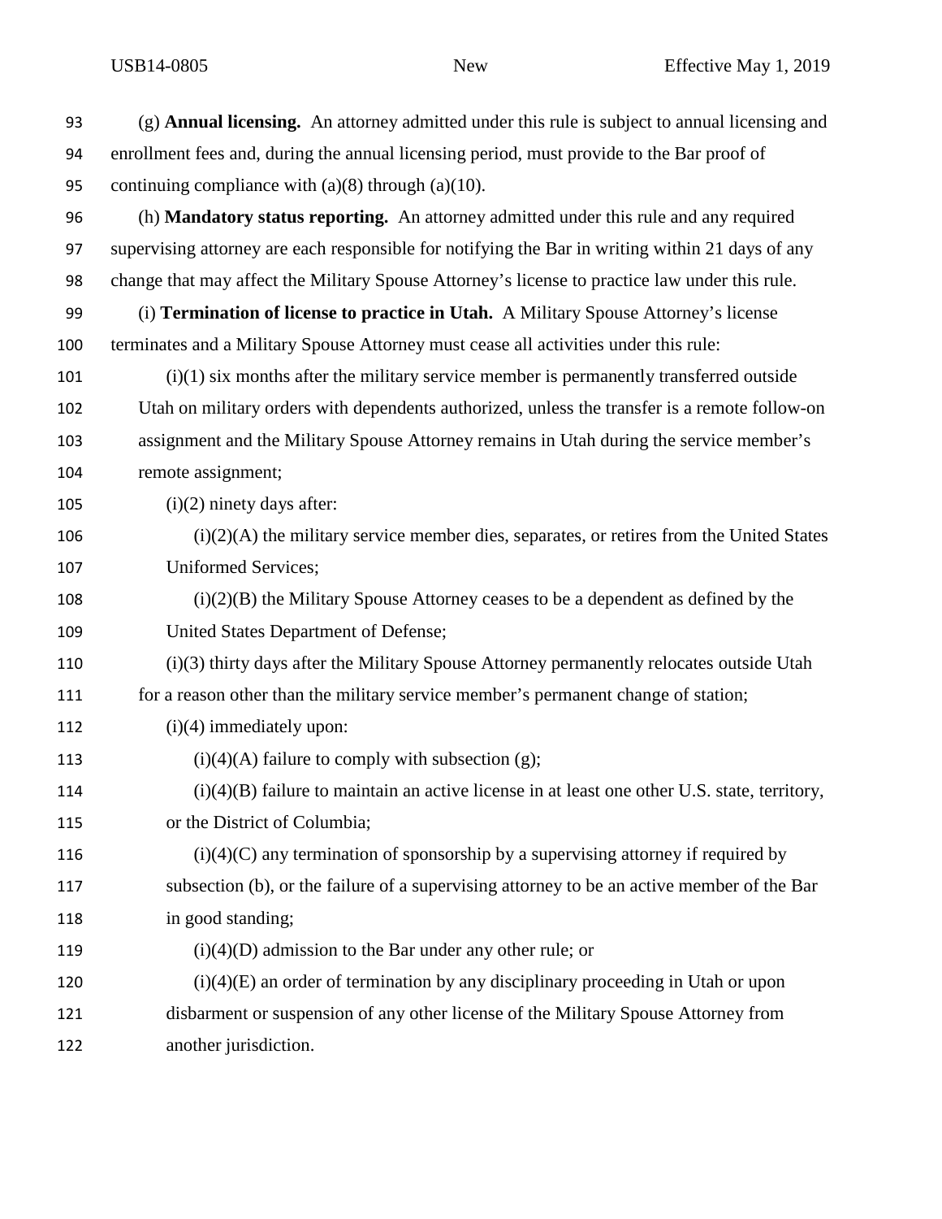(g) **Annual licensing.** An attorney admitted under this rule is subject to annual licensing and enrollment fees and, during the annual licensing period, must provide to the Bar proof of continuing compliance with (a)(8) through (a)(10).

(h) **Mandatory status reporting.** An attorney admitted under this rule and any required supervising attorney are each responsible for notifying the Bar in writing within 21 days of any change that may affect the Military Spouse Attorney's license to practice law under this rule.

(i) **Termination of license to practice in Utah.** A Military Spouse Attorney's license terminates and a Military Spouse Attorney must cease all activities under this rule:

(i)(1) six months after the military service member is permanently transferred outside Utah on military orders with dependents authorized, unless the transfer is a remote follow-on assignment and the Military Spouse Attorney remains in Utah during the service member's remote assignment;

(i)(2) ninety days after:

(i)(2)(A) the military service member dies, separates, or retires from the United States Uniformed Services;

(i)(2)(B) the Military Spouse Attorney ceases to be a dependent as defined by the United States Department of Defense;

(i)(3) thirty days after the Military Spouse Attorney permanently relocates outside Utah for a reason other than the military service member's permanent change of station;

(i)(4) immediately upon:

(i)(4)(A) failure to comply with subsection (g);

(i)(4)(B) failure to maintain an active license in at least one other U.S. state, territory, or the District of Columbia;

(i)(4)(C) any termination of sponsorship by a supervising attorney if required by subsection (b), or the failure of a supervising attorney to be an active member of the Bar in good standing;

(i)(4)(D) admission to the Bar under any other rule; or

(i)(4)(E) an order of termination by any disciplinary proceeding in Utah or upon disbarment or suspension of any other license of the Military Spouse Attorney from another jurisdiction.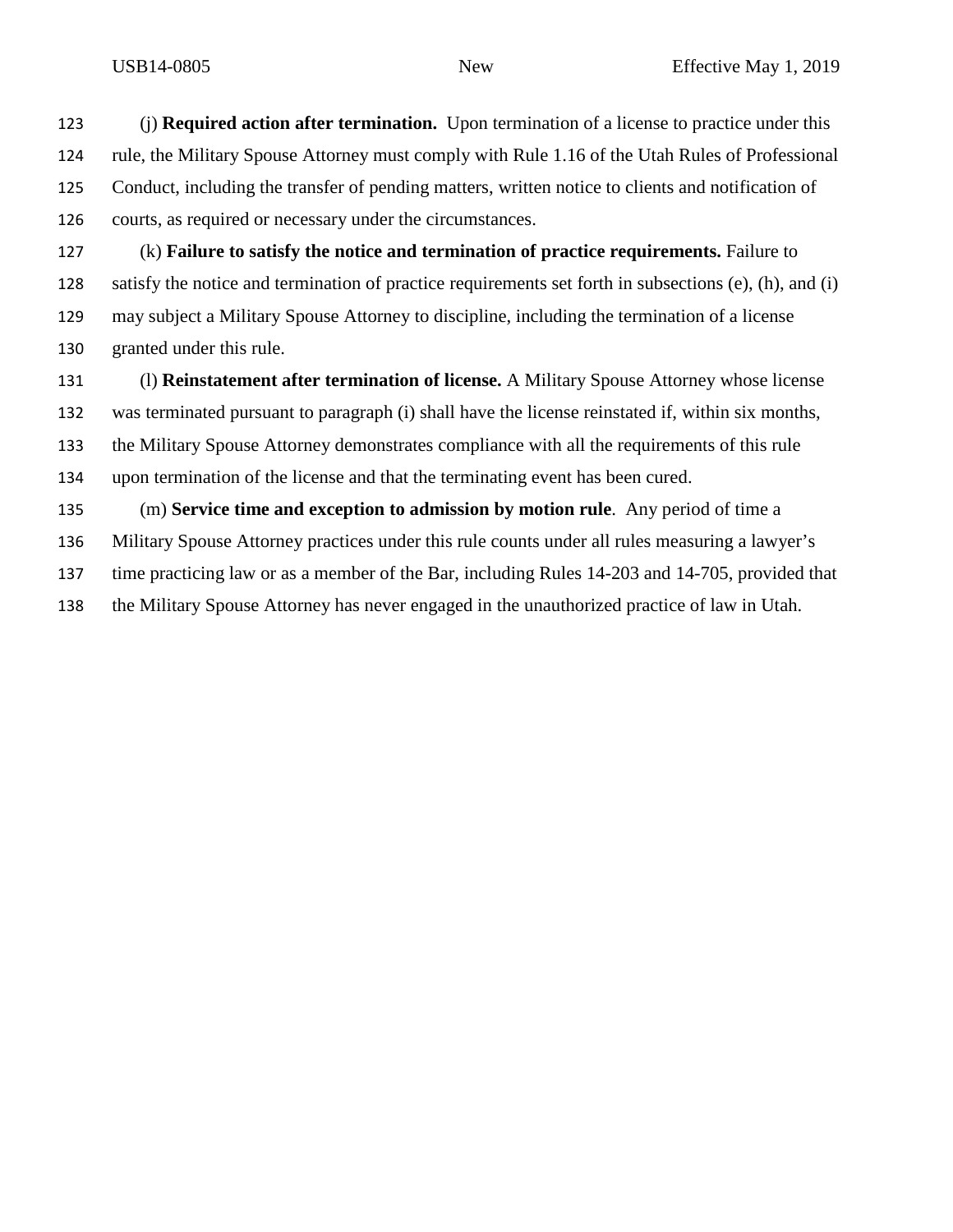(j) **Required action after termination.** Upon termination of a license to practice under this rule, the Military Spouse Attorney must comply with Rule 1.16 of the Utah Rules of Professional Conduct, including the transfer of pending matters, written notice to clients and notification of courts, as required or necessary under the circumstances.

(k) **Failure to satisfy the notice and termination of practice requirements.** Failure to satisfy the notice and termination of practice requirements set forth in subsections (e), (h), and (i) may subject a Military Spouse Attorney to discipline, including the termination of a license granted under this rule.

(l) **Reinstatement after termination of license.** A Military Spouse Attorney whose license was terminated pursuant to paragraph (i) shall have the license reinstated if, within six months, the Military Spouse Attorney demonstrates compliance with all the requirements of this rule upon termination of the license and that the terminating event has been cured.

(m) **Service time and exception to admission by motion rule**. Any period of time a Military Spouse Attorney practices under this rule counts under all rules measuring a lawyer's time practicing law or as a member of the Bar, including Rules 14-203 and 14-705, provided that the Military Spouse Attorney has never engaged in the unauthorized practice of law in Utah.